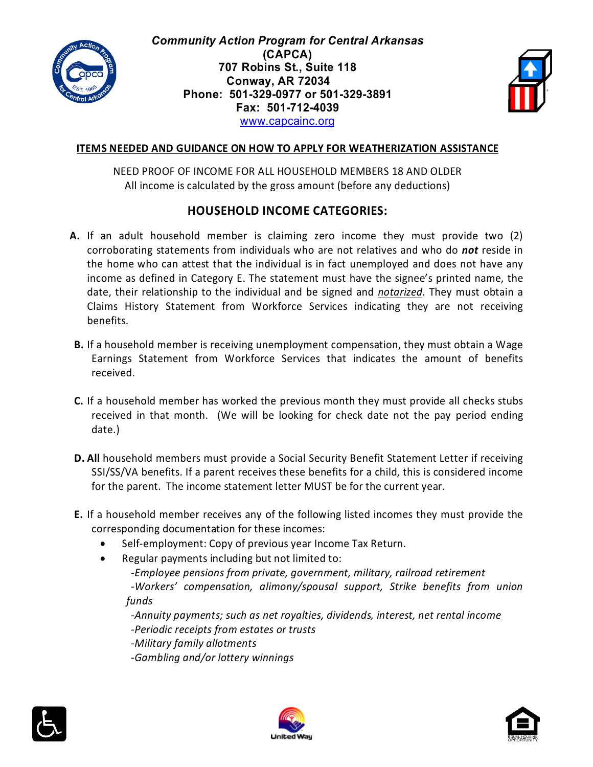**Community Action Program for Central Arkansas**
**(CAPCA)**
**707 Robins St., Suite 118**
**Conway, AR 72034**
**Phone: 501-329-0977 or 501-329-3891**
**Fax: 501-712-4039**
www.capcainc.org

## ITEMS NEEDED AND GUIDANCE ON HOW TO APPLY FOR WEATHERIZATION ASSISTANCE

NEED PROOF OF INCOME FOR ALL HOUSEHOLD MEMBERS 18 AND OLDER
All income is calculated by the gross amount (before any deductions)

## HOUSEHOLD INCOME CATEGORIES:

**A.** If an adult household member is claiming zero income they must provide two (2) corroborating statements from individuals who are not relatives and who do ***not*** reside in the home who can attest that the individual is in fact unemployed and does not have any income as defined in Category E. The statement must have the signee's printed name, the date, their relationship to the individual and be signed and *notarized*. They must obtain a Claims History Statement from Workforce Services indicating they are not receiving benefits.

**B.** If a household member is receiving unemployment compensation, they must obtain a Wage Earnings Statement from Workforce Services that indicates the amount of benefits received.

**C.** If a household member has worked the previous month they must provide all checks stubs received in that month. (We will be looking for check date not the pay period ending date.)

**D. All** household members must provide a Social Security Benefit Statement Letter if receiving SSI/SS/VA benefits. If a parent receives these benefits for a child, this is considered income for the parent. The income statement letter MUST be for the current year.

**E.** If a household member receives any of the following listed incomes they must provide the corresponding documentation for these incomes:

- Self-employment: Copy of previous year Income Tax Return.
- Regular payments including but not limited to:
  - *-Employee pensions from private, government, military, railroad retirement*
  - *-Workers' compensation, alimony/spousal support, Strike benefits from union funds*
  - *-Annuity payments; such as net royalties, dividends, interest, net rental income*
  - *-Periodic receipts from estates or trusts*
  - *-Military family allotments*
  - *-Gambling and/or lottery winnings*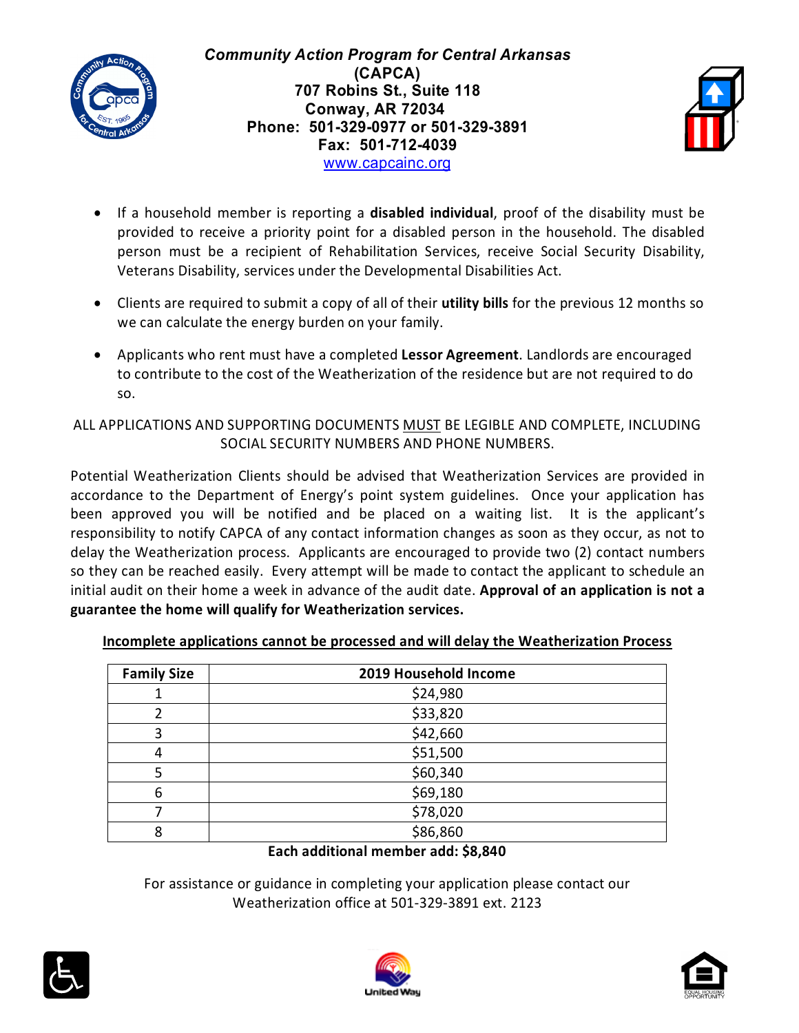***Community Action Program for Central Arkansas***
**(CAPCA)**
**707 Robins St., Suite 118**
**Conway, AR 72034**
**Phone: 501-329-0977 or 501-329-3891**
**Fax: 501-712-4039**
www.capcainc.org

- If a household member is reporting a **disabled individual**, proof of the disability must be provided to receive a priority point for a disabled person in the household. The disabled person must be a recipient of Rehabilitation Services, receive Social Security Disability, Veterans Disability, services under the Developmental Disabilities Act.
- Clients are required to submit a copy of all of their **utility bills** for the previous 12 months so we can calculate the energy burden on your family.
- Applicants who rent must have a completed **Lessor Agreement**. Landlords are encouraged to contribute to the cost of the Weatherization of the residence but are not required to do so.

ALL APPLICATIONS AND SUPPORTING DOCUMENTS MUST BE LEGIBLE AND COMPLETE, INCLUDING SOCIAL SECURITY NUMBERS AND PHONE NUMBERS.

Potential Weatherization Clients should be advised that Weatherization Services are provided in accordance to the Department of Energy's point system guidelines. Once your application has been approved you will be notified and be placed on a waiting list. It is the applicant's responsibility to notify CAPCA of any contact information changes as soon as they occur, as not to delay the Weatherization process. Applicants are encouraged to provide two (2) contact numbers so they can be reached easily. Every attempt will be made to contact the applicant to schedule an initial audit on their home a week in advance of the audit date. **Approval of an application is not a guarantee the home will qualify for Weatherization services.**

**Incomplete applications cannot be processed and will delay the Weatherization Process**

| Family Size | 2019 Household Income |
|---|---|
| 1 | $24,980 |
| 2 | $33,820 |
| 3 | $42,660 |
| 4 | $51,500 |
| 5 | $60,340 |
| 6 | $69,180 |
| 7 | $78,020 |
| 8 | $86,860 |

**Each additional member add: $8,840**

For assistance or guidance in completing your application please contact our Weatherization office at 501-329-3891 ext. 2123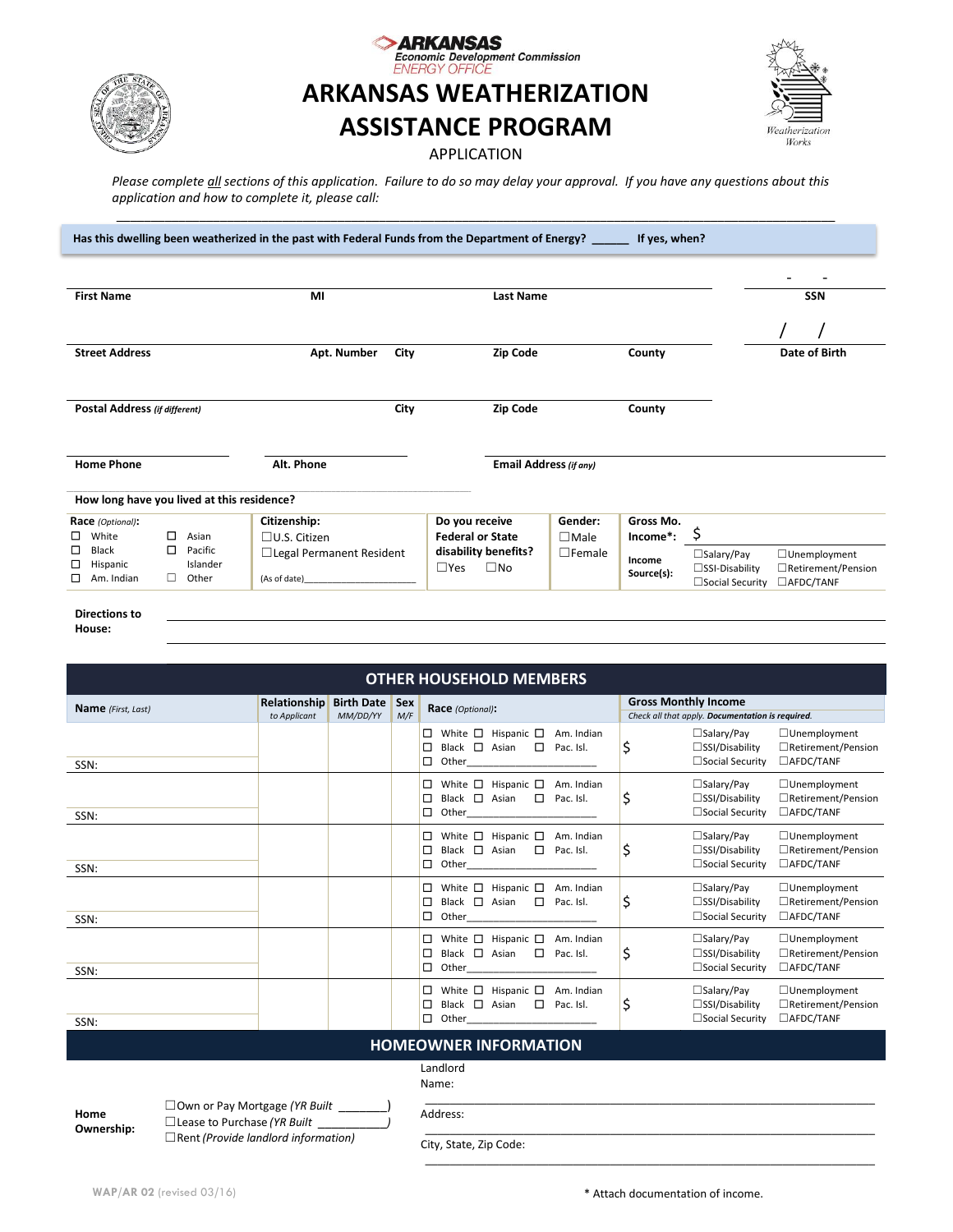ARKANSAS
Economic Development Commission
ENERGY OFFICE

# ARKANSAS WEATHERIZATION ASSISTANCE PROGRAM

APPLICATION

Weatherization Works

*Please complete all sections of this application. Failure to do so may delay your approval. If you have any questions about this application and how to complete it, please call:*

______________________________________________________________________________

**Has this dwelling been weatherized in the past with Federal Funds from the Department of Energy? ______ If yes, when?**

| **First Name** | **MI** | **Last Name** | **SSN** ( - - ) |
|---|---|---|---|
| | | | |

| **Street Address** | **Apt. Number** | **City** | **Zip Code** | **County** | **Date of Birth** ( / / ) |
|---|---|---|---|---|---|
| | | | | | |

| **Postal Address** *(if different)* | **City** | **Zip Code** | **County** |
|---|---|---|---|
| | | | |

| **Home Phone** | **Alt. Phone** | **Email Address** *(if any)* |
|---|---|---|
| | | |

**How long have you lived at this residence?**

| **Race** *(Optional)*: | **Citizenship:** | **Do you receive Federal or State disability benefits?** | **Gender:** | **Gross Mo. Income\*:** $ |
|---|---|---|---|---|
| ☐ White ☐ Asian ☐ Black ☐ Pacific Islander ☐ Hispanic ☐ Am. Indian ☐ Other | ☐U.S. Citizen ☐Legal Permanent Resident (As of date)__________ | ☐Yes ☐No | ☐Male ☐Female | **Income Source(s):** ☐Salary/Pay ☐Unemployment ☐SSI-Disability ☐Retirement/Pension ☐Social Security ☐AFDC/TANF |

**Directions to House:** ______________________________________________________________________________

## OTHER HOUSEHOLD MEMBERS

| **Name** *(First, Last)* | **Relationship** *to Applicant* | **Birth Date** *MM/DD/YY* | **Sex** *M/F* | **Race** *(Optional)*: | **Gross Monthly Income** *Check all that apply. **Documentation is required.*** |
|---|---|---|---|---|---|
| SSN: | | | | ☐ White ☐ Hispanic ☐ Am. Indian ☐ Black ☐ Asian ☐ Pac. Isl. ☐ Other__________ | $ ☐Salary/Pay ☐Unemployment ☐SSI/Disability ☐Retirement/Pension ☐Social Security ☐AFDC/TANF |
| SSN: | | | | ☐ White ☐ Hispanic ☐ Am. Indian ☐ Black ☐ Asian ☐ Pac. Isl. ☐ Other__________ | $ ☐Salary/Pay ☐Unemployment ☐SSI/Disability ☐Retirement/Pension ☐Social Security ☐AFDC/TANF |
| SSN: | | | | ☐ White ☐ Hispanic ☐ Am. Indian ☐ Black ☐ Asian ☐ Pac. Isl. ☐ Other__________ | $ ☐Salary/Pay ☐Unemployment ☐SSI/Disability ☐Retirement/Pension ☐Social Security ☐AFDC/TANF |
| SSN: | | | | ☐ White ☐ Hispanic ☐ Am. Indian ☐ Black ☐ Asian ☐ Pac. Isl. ☐ Other__________ | $ ☐Salary/Pay ☐Unemployment ☐SSI/Disability ☐Retirement/Pension ☐Social Security ☐AFDC/TANF |
| SSN: | | | | ☐ White ☐ Hispanic ☐ Am. Indian ☐ Black ☐ Asian ☐ Pac. Isl. ☐ Other__________ | $ ☐Salary/Pay ☐Unemployment ☐SSI/Disability ☐Retirement/Pension ☐Social Security ☐AFDC/TANF |
| SSN: | | | | ☐ White ☐ Hispanic ☐ Am. Indian ☐ Black ☐ Asian ☐ Pac. Isl. ☐ Other__________ | $ ☐Salary/Pay ☐Unemployment ☐SSI/Disability ☐Retirement/Pension ☐Social Security ☐AFDC/TANF |

## HOMEOWNER INFORMATION

**Home Ownership:**

☐Own or Pay Mortgage *(YR Built ________)*
☐Lease to Purchase *(YR Built ___________)*
☐Rent *(Provide landlord information)*

Landlord Name: ______________________________________________

Address: ______________________________________________

City, State, Zip Code: ______________________________________________

WAP/AR 02 (revised 03/16)

\* Attach documentation of income.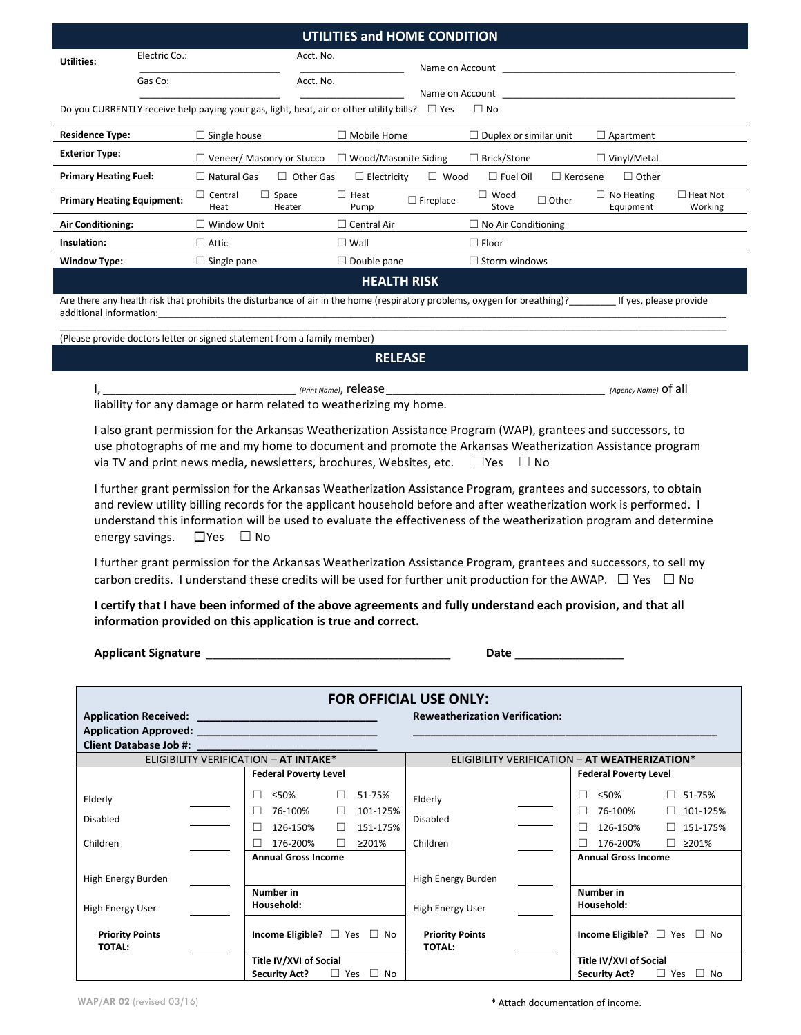## UTILITIES and HOME CONDITION

| | | | |
|---|---|---|---|
| **Utilities:** | Electric Co.: ___________________ | Acct. No. ___________________ | Name on Account ___________________ |
| | Gas Co: ___________________ | Acct. No. ___________________ | Name on Account ___________________ |

Do you CURRENTLY receive help paying your gas, light, heat, air or other utility bills? ☐ Yes ☐ No

| | | | | | | | | |
|---|---|---|---|---|---|---|---|---|
| **Residence Type:** | ☐ Single house | ☐ Mobile Home | ☐ Duplex or similar unit | ☐ Apartment | | | | |
| **Exterior Type:** | ☐ Veneer/ Masonry or Stucco | ☐ Wood/Masonite Siding | ☐ Brick/Stone | ☐ Vinyl/Metal | | | | |
| **Primary Heating Fuel:** | ☐ Natural Gas | ☐ Other Gas | ☐ Electricity | ☐ Wood | ☐ Fuel Oil | ☐ Kerosene | ☐ Other | |
| **Primary Heating Equipment:** | ☐ Central Heat | ☐ Space Heater | ☐ Heat Pump | ☐ Fireplace | ☐ Wood Stove | ☐ Other | ☐ No Heating Equipment | ☐ Heat Not Working |
| **Air Conditioning:** | ☐ Window Unit | ☐ Central Air | ☐ No Air Conditioning | | | | | |
| **Insulation:** | ☐ Attic | ☐ Wall | ☐ Floor | | | | | |
| **Window Type:** | ☐ Single pane | ☐ Double pane | ☐ Storm windows | | | | | |

## HEALTH RISK

Are there any health risk that prohibits the disturbance of air in the home (respiratory problems, oxygen for breathing)?________ If yes, please provide additional information:______________________________________________________________________________

______________________________________________________________________________

(Please provide doctors letter or signed statement from a family member)

## RELEASE

I, _____________________________ *(Print Name)*, release _________________________________ *(Agency Name)* of all liability for any damage or harm related to weatherizing my home.

I also grant permission for the Arkansas Weatherization Assistance Program (WAP), grantees and successors, to use photographs of me and my home to document and promote the Arkansas Weatherization Assistance program via TV and print news media, newsletters, brochures, Websites, etc. ☐Yes ☐ No

I further grant permission for the Arkansas Weatherization Assistance Program, grantees and successors, to obtain and review utility billing records for the applicant household before and after weatherization work is performed. I understand this information will be used to evaluate the effectiveness of the weatherization program and determine energy savings. ☐Yes ☐ No

I further grant permission for the Arkansas Weatherization Assistance Program, grantees and successors, to sell my carbon credits. I understand these credits will be used for further unit production for the AWAP. ☐ Yes ☐ No

**I certify that I have been informed of the above agreements and fully understand each provision, and that all information provided on this application is true and correct.**

**Applicant Signature** ______________________________________ **Date** _________________

### FOR OFFICIAL USE ONLY:

**Application Received:** ____________________________
**Application Approved:** ____________________________
**Client Database Job #:** ____________________________

**Reweatherization Verification:** ____________________________

| ELIGIBILITY VERIFICATION – **AT INTAKE*** | | | ELIGIBILITY VERIFICATION – **AT WEATHERIZATION*** | | |
|---|---|---|---|---|---|
| | | **Federal Poverty Level** ☐ ≤50% ☐ 51-75% ☐ 76-100% ☐ 101-125% ☐ 126-150% ☐ 151-175% ☐ 176-200% ☐ ≥201% | | | **Federal Poverty Level** ☐ ≤50% ☐ 51-75% ☐ 76-100% ☐ 101-125% ☐ 126-150% ☐ 151-175% ☐ 176-200% ☐ ≥201% |
| Elderly | ______ | | Elderly | ______ | |
| Disabled | ______ | | Disabled | ______ | |
| Children | ______ | | Children | ______ | |
| High Energy Burden | ______ | **Annual Gross Income** | High Energy Burden | ______ | **Annual Gross Income** |
| High Energy User | ______ | **Number in Household:** | High Energy User | ______ | **Number in Household:** |
| **Priority Points TOTAL:** | ______ | **Income Eligible?** ☐ Yes ☐ No | **Priority Points TOTAL:** | ______ | **Income Eligible?** ☐ Yes ☐ No |
| | | **Title IV/XVI of Social Security Act?** ☐ Yes ☐ No | | | **Title IV/XVI of Social Security Act?** ☐ Yes ☐ No |

WAP/AR 02 (revised 03/16)

\* Attach documentation of income.